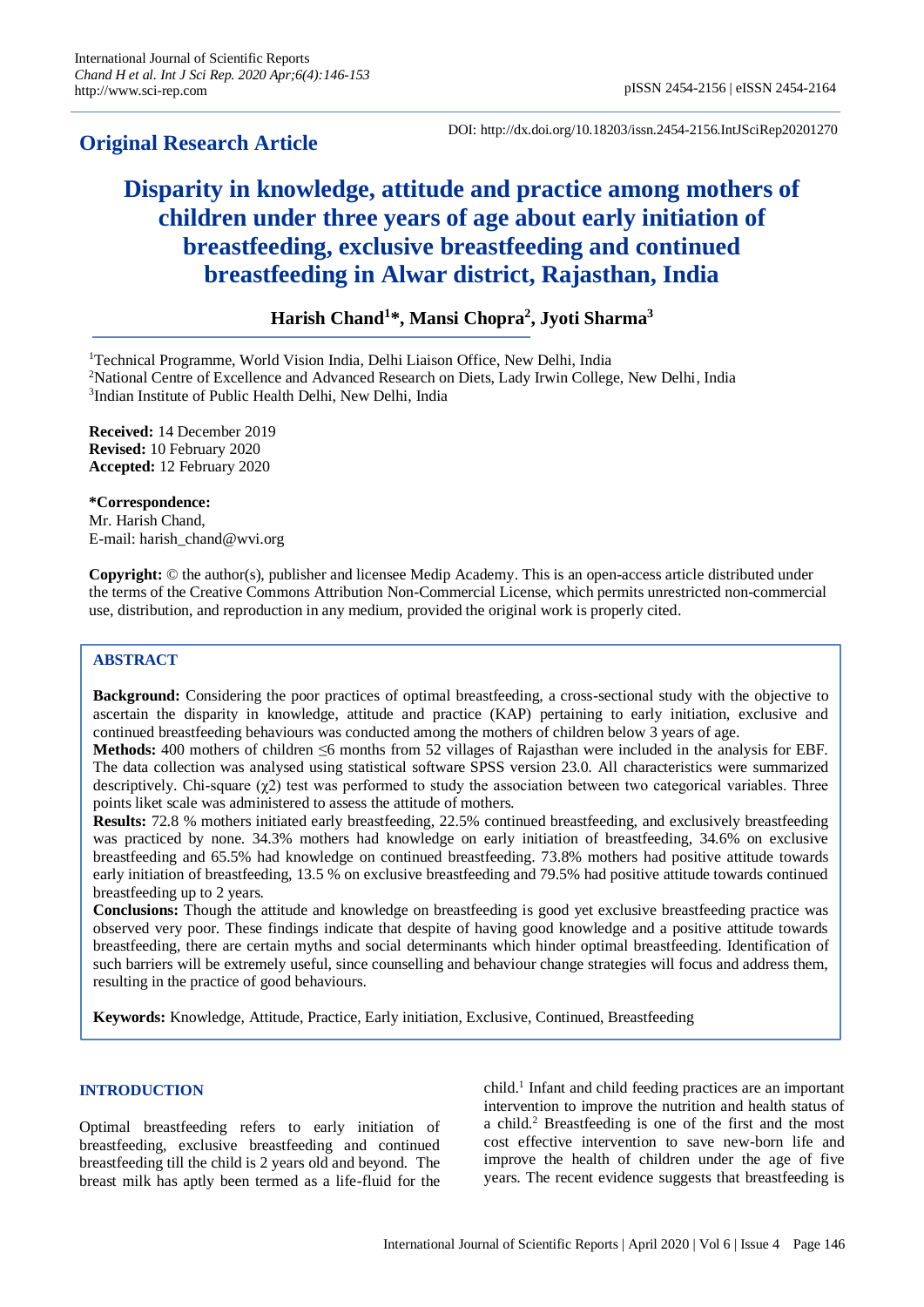**Original Research Article**

DOI: http://dx.doi.org/10.18203/issn.2454-2156.IntJSciRep20201270

# Disparity in knowledge, attitude and practice among mothers of children under three years of age about early initiation of breastfeeding, exclusive breastfeeding and continued breastfeeding in Alwar district, Rajasthan, India

**Harish Chand[1]*, Mansi Chopra[2], Jyoti Sharma[3]**

[1]Technical Programme, World Vision India, Delhi Liaison Office, New Delhi, India
[2]National Centre of Excellence and Advanced Research on Diets, Lady Irwin College, New Delhi, India
[3]Indian Institute of Public Health Delhi, New Delhi, India

**Received:** 14 December 2019
**Revised:** 10 February 2020
**Accepted:** 12 February 2020

***Correspondence:**
Mr. Harish Chand,
E-mail: harish_chand@wvi.org

**Copyright:** © the author(s), publisher and licensee Medip Academy. This is an open-access article distributed under the terms of the Creative Commons Attribution Non-Commercial License, which permits unrestricted non-commercial use, distribution, and reproduction in any medium, provided the original work is properly cited.

## ABSTRACT

**Background:** Considering the poor practices of optimal breastfeeding, a cross-sectional study with the objective to ascertain the disparity in knowledge, attitude and practice (KAP) pertaining to early initiation, exclusive and continued breastfeeding behaviours was conducted among the mothers of children below 3 years of age.

**Methods:** 400 mothers of children ≤6 months from 52 villages of Rajasthan were included in the analysis for EBF. The data collection was analysed using statistical software SPSS version 23.0. All characteristics were summarized descriptively. Chi-square ($\chi 2$) test was performed to study the association between two categorical variables. Three points liket scale was administered to assess the attitude of mothers.

**Results:** 72.8 % mothers initiated early breastfeeding, 22.5% continued breastfeeding, and exclusively breastfeeding was practiced by none. 34.3% mothers had knowledge on early initiation of breastfeeding, 34.6% on exclusive breastfeeding and 65.5% had knowledge on continued breastfeeding. 73.8% mothers had positive attitude towards early initiation of breastfeeding, 13.5 % on exclusive breastfeeding and 79.5% had positive attitude towards continued breastfeeding up to 2 years.

**Conclusions:** Though the attitude and knowledge on breastfeeding is good yet exclusive breastfeeding practice was observed very poor. These findings indicate that despite of having good knowledge and a positive attitude towards breastfeeding, there are certain myths and social determinants which hinder optimal breastfeeding. Identification of such barriers will be extremely useful, since counselling and behaviour change strategies will focus and address them, resulting in the practice of good behaviours.

**Keywords:** Knowledge, Attitude, Practice, Early initiation, Exclusive, Continued, Breastfeeding

## INTRODUCTION

Optimal breastfeeding refers to early initiation of breastfeeding, exclusive breastfeeding and continued breastfeeding till the child is 2 years old and beyond. The breast milk has aptly been termed as a life-fluid for the child.[1] Infant and child feeding practices are an important intervention to improve the nutrition and health status of a child.[2] Breastfeeding is one of the first and the most cost effective intervention to save new-born life and improve the health of children under the age of five years. The recent evidence suggests that breastfeeding is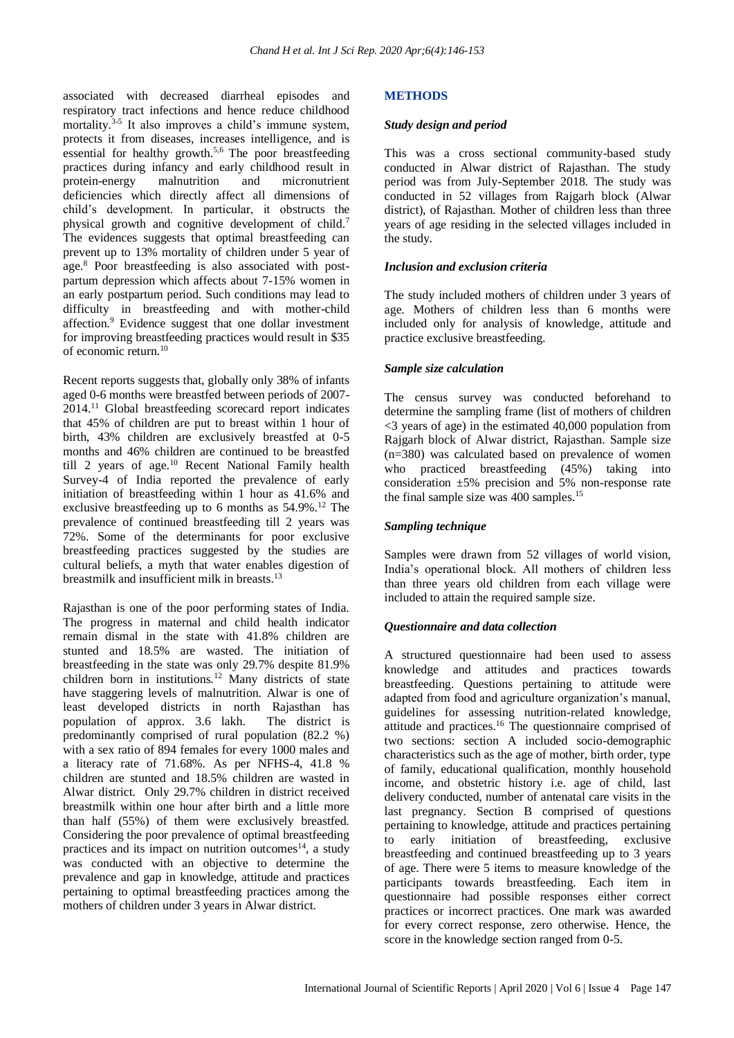associated with decreased diarrheal episodes and respiratory tract infections and hence reduce childhood mortality.[3-5] It also improves a child's immune system, protects it from diseases, increases intelligence, and is essential for healthy growth.[5,6] The poor breastfeeding practices during infancy and early childhood result in protein-energy malnutrition and micronutrient deficiencies which directly affect all dimensions of child's development. In particular, it obstructs the physical growth and cognitive development of child.[7] The evidences suggests that optimal breastfeeding can prevent up to 13% mortality of children under 5 year of age.[8] Poor breastfeeding is also associated with post-partum depression which affects about 7-15% women in an early postpartum period. Such conditions may lead to difficulty in breastfeeding and with mother-child affection.[9] Evidence suggest that one dollar investment for improving breastfeeding practices would result in $35 of economic return.[10]

Recent reports suggests that, globally only 38% of infants aged 0-6 months were breastfed between periods of 2007-2014.[11] Global breastfeeding scorecard report indicates that 45% of children are put to breast within 1 hour of birth, 43% children are exclusively breastfed at 0-5 months and 46% children are continued to be breastfed till 2 years of age.[10] Recent National Family health Survey-4 of India reported the prevalence of early initiation of breastfeeding within 1 hour as 41.6% and exclusive breastfeeding up to 6 months as 54.9%.[12] The prevalence of continued breastfeeding till 2 years was 72%. Some of the determinants for poor exclusive breastfeeding practices suggested by the studies are cultural beliefs, a myth that water enables digestion of breastmilk and insufficient milk in breasts.[13]

Rajasthan is one of the poor performing states of India. The progress in maternal and child health indicator remain dismal in the state with 41.8% children are stunted and 18.5% are wasted. The initiation of breastfeeding in the state was only 29.7% despite 81.9% children born in institutions.[12] Many districts of state have staggering levels of malnutrition. Alwar is one of least developed districts in north Rajasthan has population of approx. 3.6 lakh. The district is predominantly comprised of rural population (82.2 %) with a sex ratio of 894 females for every 1000 males and a literacy rate of 71.68%. As per NFHS-4, 41.8 % children are stunted and 18.5% children are wasted in Alwar district. Only 29.7% children in district received breastmilk within one hour after birth and a little more than half (55%) of them were exclusively breastfed. Considering the poor prevalence of optimal breastfeeding practices and its impact on nutrition outcomes[14], a study was conducted with an objective to determine the prevalence and gap in knowledge, attitude and practices pertaining to optimal breastfeeding practices among the mothers of children under 3 years in Alwar district.

## METHODS

### *Study design and period*

This was a cross sectional community-based study conducted in Alwar district of Rajasthan. The study period was from July-September 2018. The study was conducted in 52 villages from Rajgarh block (Alwar district), of Rajasthan. Mother of children less than three years of age residing in the selected villages included in the study.

### *Inclusion and exclusion criteria*

The study included mothers of children under 3 years of age. Mothers of children less than 6 months were included only for analysis of knowledge, attitude and practice exclusive breastfeeding.

### *Sample size calculation*

The census survey was conducted beforehand to determine the sampling frame (list of mothers of children <3 years of age) in the estimated 40,000 population from Rajgarh block of Alwar district, Rajasthan. Sample size (n=380) was calculated based on prevalence of women who practiced breastfeeding (45%) taking into consideration ±5% precision and 5% non-response rate the final sample size was 400 samples.[15]

### *Sampling technique*

Samples were drawn from 52 villages of world vision, India's operational block. All mothers of children less than three years old children from each village were included to attain the required sample size.

### *Questionnaire and data collection*

A structured questionnaire had been used to assess knowledge and attitudes and practices towards breastfeeding. Questions pertaining to attitude were adapted from food and agriculture organization's manual, guidelines for assessing nutrition-related knowledge, attitude and practices.[16] The questionnaire comprised of two sections: section A included socio-demographic characteristics such as the age of mother, birth order, type of family, educational qualification, monthly household income, and obstetric history i.e. age of child, last delivery conducted, number of antenatal care visits in the last pregnancy. Section B comprised of questions pertaining to knowledge, attitude and practices pertaining to early initiation of breastfeeding, exclusive breastfeeding and continued breastfeeding up to 3 years of age. There were 5 items to measure knowledge of the participants towards breastfeeding. Each item in questionnaire had possible responses either correct practices or incorrect practices. One mark was awarded for every correct response, zero otherwise. Hence, the score in the knowledge section ranged from 0-5.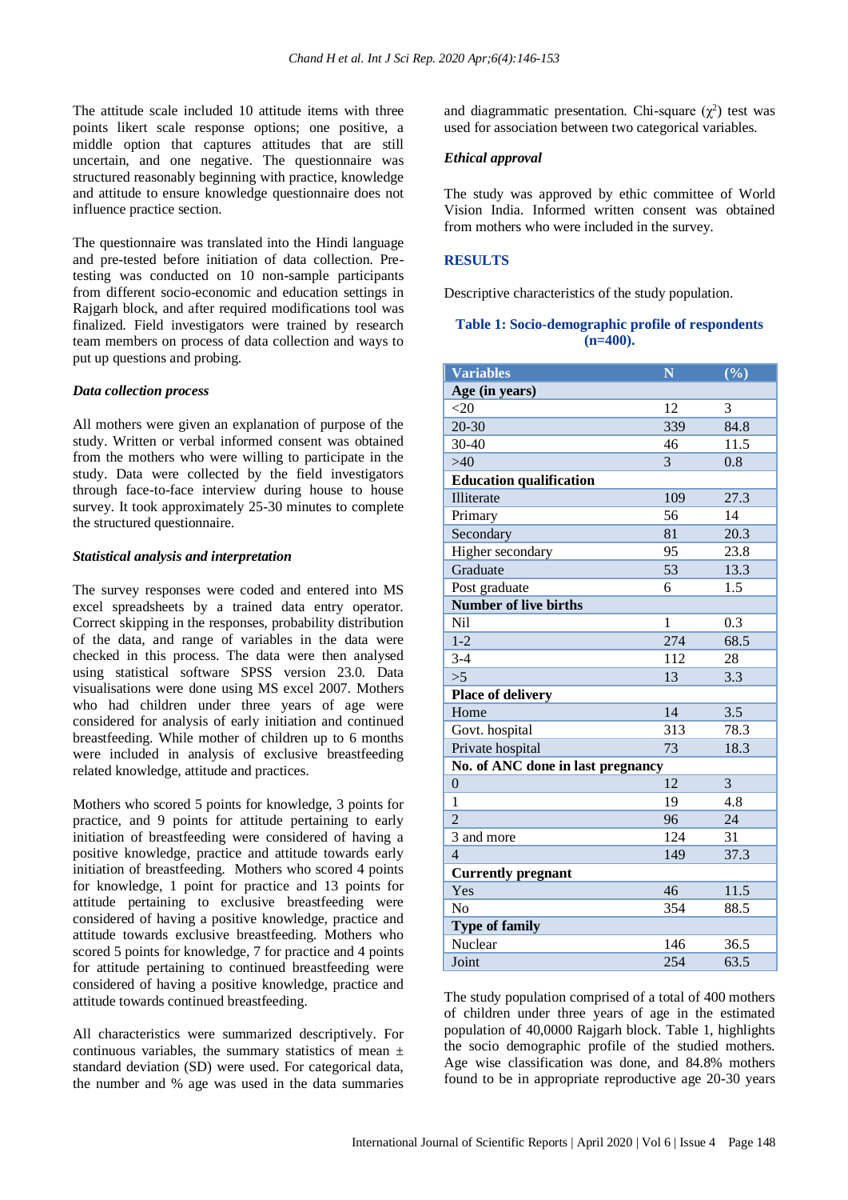The attitude scale included 10 attitude items with three points likert scale response options; one positive, a middle option that captures attitudes that are still uncertain, and one negative. The questionnaire was structured reasonably beginning with practice, knowledge and attitude to ensure knowledge questionnaire does not influence practice section.

The questionnaire was translated into the Hindi language and pre-tested before initiation of data collection. Pre-testing was conducted on 10 non-sample participants from different socio-economic and education settings in Rajgarh block, and after required modifications tool was finalized. Field investigators were trained by research team members on process of data collection and ways to put up questions and probing.

### *Data collection process*

All mothers were given an explanation of purpose of the study. Written or verbal informed consent was obtained from the mothers who were willing to participate in the study. Data were collected by the field investigators through face-to-face interview during house to house survey. It took approximately 25-30 minutes to complete the structured questionnaire.

### *Statistical analysis and interpretation*

The survey responses were coded and entered into MS excel spreadsheets by a trained data entry operator. Correct skipping in the responses, probability distribution of the data, and range of variables in the data were checked in this process. The data were then analysed using statistical software SPSS version 23.0. Data visualisations were done using MS excel 2007. Mothers who had children under three years of age were considered for analysis of early initiation and continued breastfeeding. While mother of children up to 6 months were included in analysis of exclusive breastfeeding related knowledge, attitude and practices.

Mothers who scored 5 points for knowledge, 3 points for practice, and 9 points for attitude pertaining to early initiation of breastfeeding were considered of having a positive knowledge, practice and attitude towards early initiation of breastfeeding. Mothers who scored 4 points for knowledge, 1 point for practice and 13 points for attitude pertaining to exclusive breastfeeding were considered of having a positive knowledge, practice and attitude towards exclusive breastfeeding. Mothers who scored 5 points for knowledge, 7 for practice and 4 points for attitude pertaining to continued breastfeeding were considered of having a positive knowledge, practice and attitude towards continued breastfeeding.

All characteristics were summarized descriptively. For continuous variables, the summary statistics of mean ± standard deviation (SD) were used. For categorical data, the number and % age was used in the data summaries and diagrammatic presentation. Chi-square ($\chi^2$) test was used for association between two categorical variables.

### *Ethical approval*

The study was approved by ethic committee of World Vision India. Informed written consent was obtained from mothers who were included in the survey.

## RESULTS

Descriptive characteristics of the study population.

**Table 1: Socio-demographic profile of respondents (n=400).**

| Variables | N | (%) |
|---|---|---|
| **Age (in years)** | | |
| <20 | 12 | 3 |
| 20-30 | 339 | 84.8 |
| 30-40 | 46 | 11.5 |
| >40 | 3 | 0.8 |
| **Education qualification** | | |
| Illiterate | 109 | 27.3 |
| Primary | 56 | 14 |
| Secondary | 81 | 20.3 |
| Higher secondary | 95 | 23.8 |
| Graduate | 53 | 13.3 |
| Post graduate | 6 | 1.5 |
| **Number of live births** | | |
| Nil | 1 | 0.3 |
| 1-2 | 274 | 68.5 |
| 3-4 | 112 | 28 |
| >5 | 13 | 3.3 |
| **Place of delivery** | | |
| Home | 14 | 3.5 |
| Govt. hospital | 313 | 78.3 |
| Private hospital | 73 | 18.3 |
| **No. of ANC done in last pregnancy** | | |
| 0 | 12 | 3 |
| 1 | 19 | 4.8 |
| 2 | 96 | 24 |
| 3 and more | 124 | 31 |
| 4 | 149 | 37.3 |
| **Currently pregnant** | | |
| Yes | 46 | 11.5 |
| No | 354 | 88.5 |
| **Type of family** | | |
| Nuclear | 146 | 36.5 |
| Joint | 254 | 63.5 |

The study population comprised of a total of 400 mothers of children under three years of age in the estimated population of 40,0000 Rajgarh block. Table 1, highlights the socio demographic profile of the studied mothers. Age wise classification was done, and 84.8% mothers found to be in appropriate reproductive age 20-30 years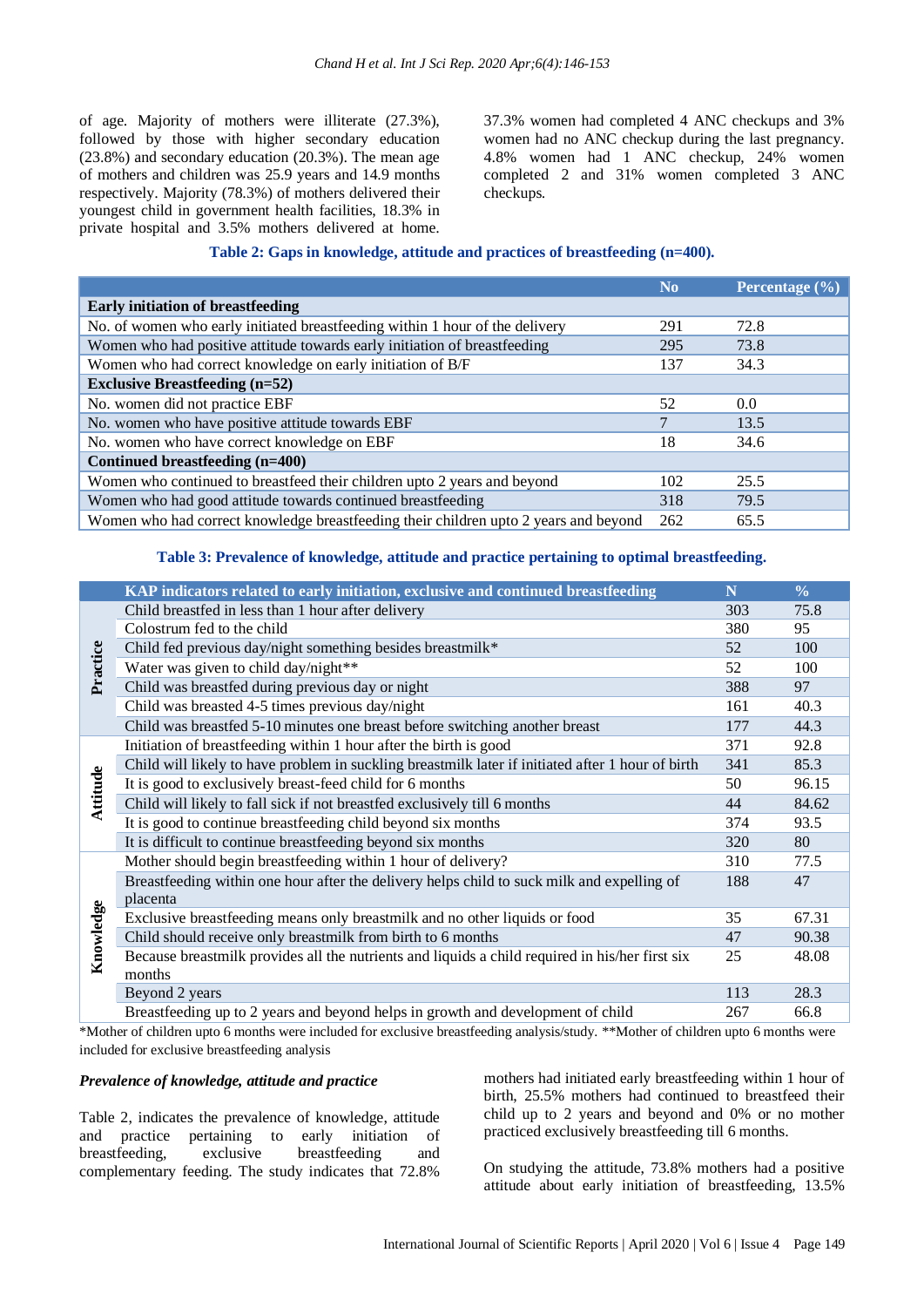of age. Majority of mothers were illiterate (27.3%), followed by those with higher secondary education (23.8%) and secondary education (20.3%). The mean age of mothers and children was 25.9 years and 14.9 months respectively. Majority (78.3%) of mothers delivered their youngest child in government health facilities, 18.3% in private hospital and 3.5% mothers delivered at home. 37.3% women had completed 4 ANC checkups and 3% women had no ANC checkup during the last pregnancy. 4.8% women had 1 ANC checkup, 24% women completed 2 and 31% women completed 3 ANC checkups.

**Table 2: Gaps in knowledge, attitude and practices of breastfeeding (n=400).**

| | No | Percentage (%) |
|---|---|---|
| **Early initiation of breastfeeding** | | |
| No. of women who early initiated breastfeeding within 1 hour of the delivery | 291 | 72.8 |
| Women who had positive attitude towards early initiation of breastfeeding | 295 | 73.8 |
| Women who had correct knowledge on early initiation of B/F | 137 | 34.3 |
| **Exclusive Breastfeeding (n=52)** | | |
| No. women did not practice EBF | 52 | 0.0 |
| No. women who have positive attitude towards EBF | 7 | 13.5 |
| No. women who have correct knowledge on EBF | 18 | 34.6 |
| **Continued breastfeeding (n=400)** | | |
| Women who continued to breastfeed their children upto 2 years and beyond | 102 | 25.5 |
| Women who had good attitude towards continued breastfeeding | 318 | 79.5 |
| Women who had correct knowledge breastfeeding their children upto 2 years and beyond | 262 | 65.5 |

**Table 3: Prevalence of knowledge, attitude and practice pertaining to optimal breastfeeding.**

| | KAP indicators related to early initiation, exclusive and continued breastfeeding | N | % |
|---|---|---|---|
| Practice | Child breastfed in less than 1 hour after delivery | 303 | 75.8 |
| | Colostrum fed to the child | 380 | 95 |
| | Child fed previous day/night something besides breastmilk* | 52 | 100 |
| | Water was given to child day/night** | 52 | 100 |
| | Child was breastfed during previous day or night | 388 | 97 |
| | Child was breasted 4-5 times previous day/night | 161 | 40.3 |
| | Child was breastfed 5-10 minutes one breast before switching another breast | 177 | 44.3 |
| Attitude | Initiation of breastfeeding within 1 hour after the birth is good | 371 | 92.8 |
| | Child will likely to have problem in suckling breastmilk later if initiated after 1 hour of birth | 341 | 85.3 |
| | It is good to exclusively breast-feed child for 6 months | 50 | 96.15 |
| | Child will likely to fall sick if not breastfed exclusively till 6 months | 44 | 84.62 |
| | It is good to continue breastfeeding child beyond six months | 374 | 93.5 |
| | It is difficult to continue breastfeeding beyond six months | 320 | 80 |
| Knowledge | Mother should begin breastfeeding within 1 hour of delivery? | 310 | 77.5 |
| | Breastfeeding within one hour after the delivery helps child to suck milk and expelling of placenta | 188 | 47 |
| | Exclusive breastfeeding means only breastmilk and no other liquids or food | 35 | 67.31 |
| | Child should receive only breastmilk from birth to 6 months | 47 | 90.38 |
| | Because breastmilk provides all the nutrients and liquids a child required in his/her first six months | 25 | 48.08 |
| | Beyond 2 years | 113 | 28.3 |
| | Breastfeeding up to 2 years and beyond helps in growth and development of child | 267 | 66.8 |

*Mother of children upto 6 months were included for exclusive breastfeeding analysis/study. **Mother of children upto 6 months were included for exclusive breastfeeding analysis

### *Prevalence of knowledge, attitude and practice*

Table 2, indicates the prevalence of knowledge, attitude and practice pertaining to early initiation of breastfeeding, exclusive breastfeeding and complementary feeding. The study indicates that 72.8% mothers had initiated early breastfeeding within 1 hour of birth, 25.5% mothers had continued to breastfeed their child up to 2 years and beyond and 0% or no mother practiced exclusively breastfeeding till 6 months.

On studying the attitude, 73.8% mothers had a positive attitude about early initiation of breastfeeding, 13.5%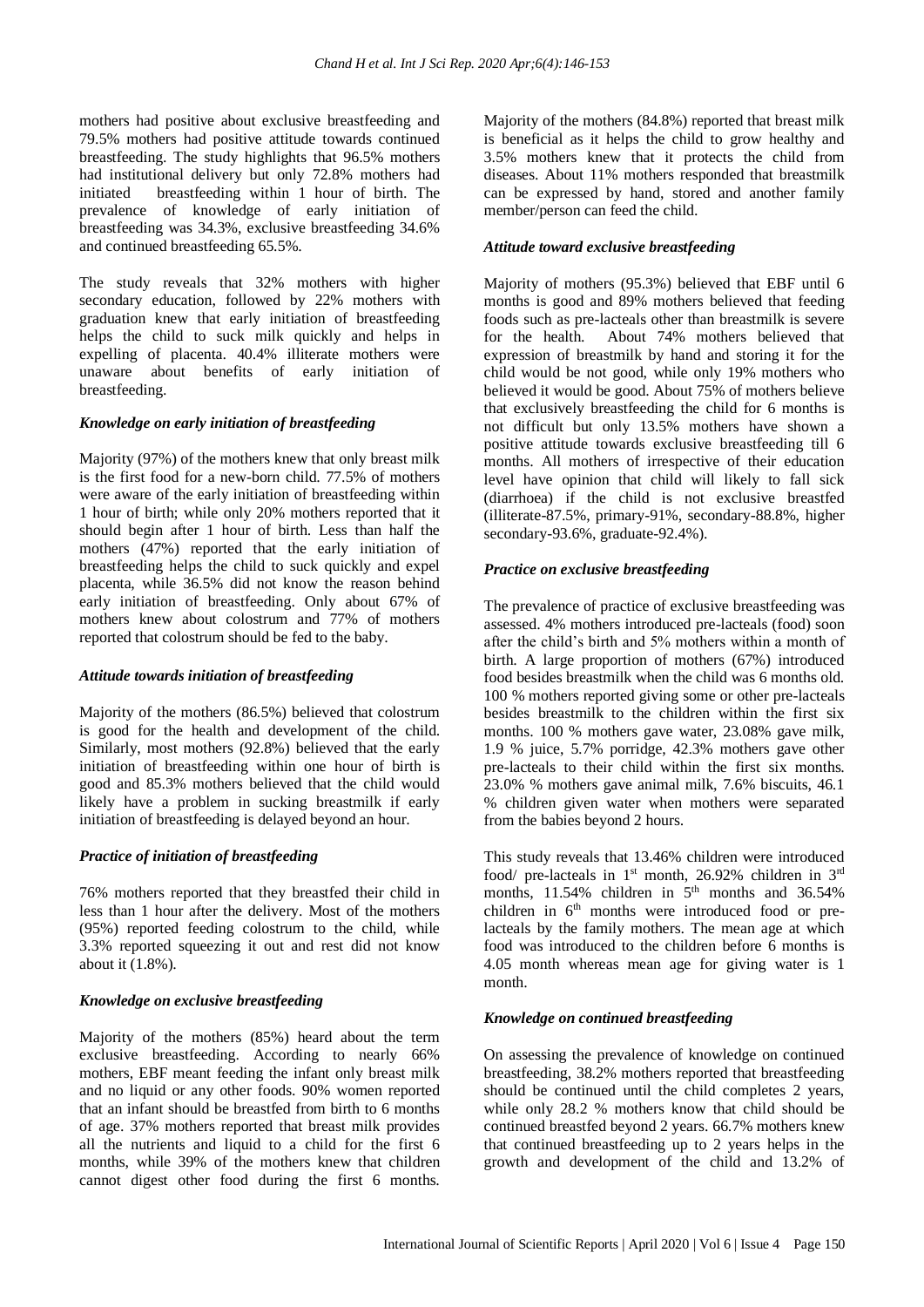mothers had positive about exclusive breastfeeding and 79.5% mothers had positive attitude towards continued breastfeeding. The study highlights that 96.5% mothers had institutional delivery but only 72.8% mothers had initiated breastfeeding within 1 hour of birth. The prevalence of knowledge of early initiation of breastfeeding was 34.3%, exclusive breastfeeding 34.6% and continued breastfeeding 65.5%.

The study reveals that 32% mothers with higher secondary education, followed by 22% mothers with graduation knew that early initiation of breastfeeding helps the child to suck milk quickly and helps in expelling of placenta. 40.4% illiterate mothers were unaware about benefits of early initiation of breastfeeding.

### *Knowledge on early initiation of breastfeeding*

Majority (97%) of the mothers knew that only breast milk is the first food for a new-born child. 77.5% of mothers were aware of the early initiation of breastfeeding within 1 hour of birth; while only 20% mothers reported that it should begin after 1 hour of birth. Less than half the mothers (47%) reported that the early initiation of breastfeeding helps the child to suck quickly and expel placenta, while 36.5% did not know the reason behind early initiation of breastfeeding. Only about 67% of mothers knew about colostrum and 77% of mothers reported that colostrum should be fed to the baby.

### *Attitude towards initiation of breastfeeding*

Majority of the mothers (86.5%) believed that colostrum is good for the health and development of the child. Similarly, most mothers (92.8%) believed that the early initiation of breastfeeding within one hour of birth is good and 85.3% mothers believed that the child would likely have a problem in sucking breastmilk if early initiation of breastfeeding is delayed beyond an hour.

### *Practice of initiation of breastfeeding*

76% mothers reported that they breastfed their child in less than 1 hour after the delivery. Most of the mothers (95%) reported feeding colostrum to the child, while 3.3% reported squeezing it out and rest did not know about it (1.8%).

### *Knowledge on exclusive breastfeeding*

Majority of the mothers (85%) heard about the term exclusive breastfeeding. According to nearly 66% mothers, EBF meant feeding the infant only breast milk and no liquid or any other foods. 90% women reported that an infant should be breastfed from birth to 6 months of age. 37% mothers reported that breast milk provides all the nutrients and liquid to a child for the first 6 months, while 39% of the mothers knew that children cannot digest other food during the first 6 months. Majority of the mothers (84.8%) reported that breast milk is beneficial as it helps the child to grow healthy and 3.5% mothers knew that it protects the child from diseases. About 11% mothers responded that breastmilk can be expressed by hand, stored and another family member/person can feed the child.

### *Attitude toward exclusive breastfeeding*

Majority of mothers (95.3%) believed that EBF until 6 months is good and 89% mothers believed that feeding foods such as pre-lacteals other than breastmilk is severe for the health. About 74% mothers believed that expression of breastmilk by hand and storing it for the child would be not good, while only 19% mothers who believed it would be good. About 75% of mothers believe that exclusively breastfeeding the child for 6 months is not difficult but only 13.5% mothers have shown a positive attitude towards exclusive breastfeeding till 6 months. All mothers of irrespective of their education level have opinion that child will likely to fall sick (diarrhoea) if the child is not exclusive breastfed (illiterate-87.5%, primary-91%, secondary-88.8%, higher secondary-93.6%, graduate-92.4%).

### *Practice on exclusive breastfeeding*

The prevalence of practice of exclusive breastfeeding was assessed. 4% mothers introduced pre-lacteals (food) soon after the child's birth and 5% mothers within a month of birth. A large proportion of mothers (67%) introduced food besides breastmilk when the child was 6 months old. 100 % mothers reported giving some or other pre-lacteals besides breastmilk to the children within the first six months. 100 % mothers gave water, 23.08% gave milk, 1.9 % juice, 5.7% porridge, 42.3% mothers gave other pre-lacteals to their child within the first six months. 23.0% % mothers gave animal milk, 7.6% biscuits, 46.1 % children given water when mothers were separated from the babies beyond 2 hours.

This study reveals that 13.46% children were introduced food/ pre-lacteals in 1st month, 26.92% children in 3rd months, 11.54% children in 5th months and 36.54% children in 6th months were introduced food or pre-lacteals by the family mothers. The mean age at which food was introduced to the children before 6 months is 4.05 month whereas mean age for giving water is 1 month.

### *Knowledge on continued breastfeeding*

On assessing the prevalence of knowledge on continued breastfeeding, 38.2% mothers reported that breastfeeding should be continued until the child completes 2 years, while only 28.2 % mothers know that child should be continued breastfed beyond 2 years. 66.7% mothers knew that continued breastfeeding up to 2 years helps in the growth and development of the child and 13.2% of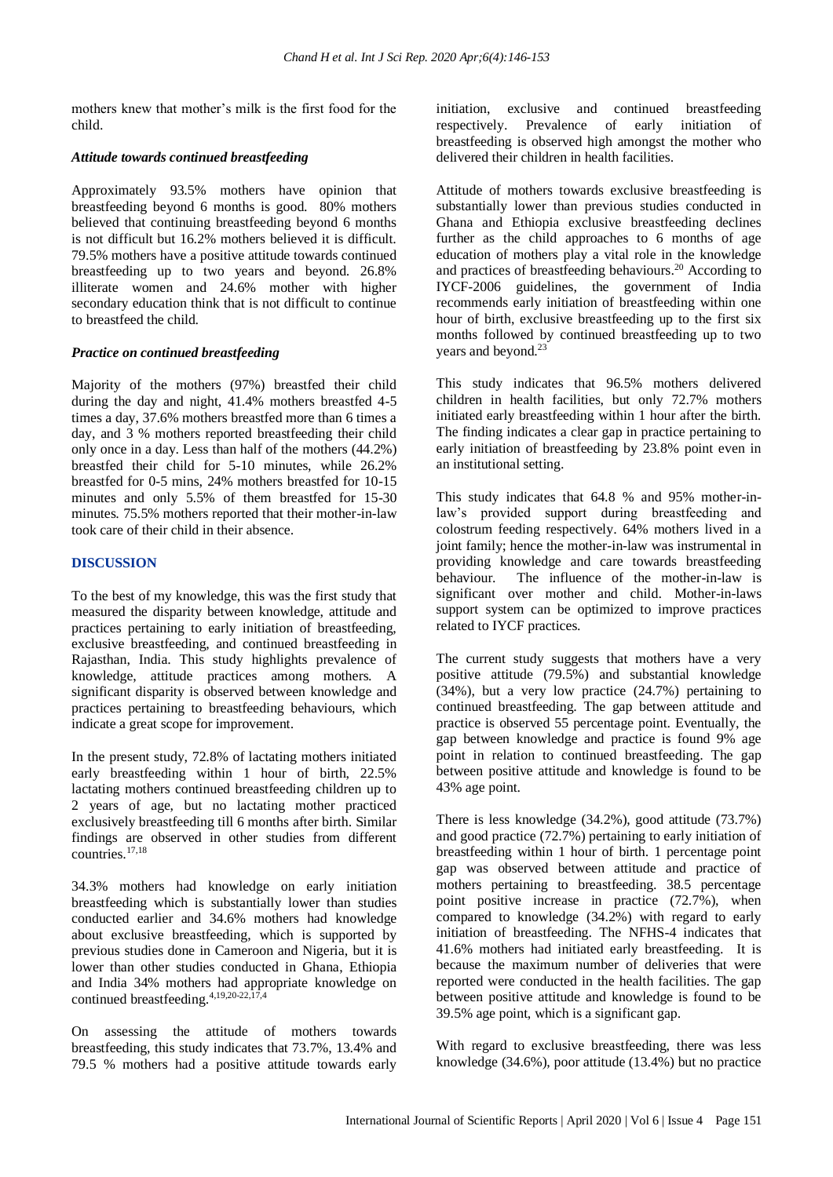mothers knew that mother's milk is the first food for the child.

### *Attitude towards continued breastfeeding*

Approximately 93.5% mothers have opinion that breastfeeding beyond 6 months is good. 80% mothers believed that continuing breastfeeding beyond 6 months is not difficult but 16.2% mothers believed it is difficult. 79.5% mothers have a positive attitude towards continued breastfeeding up to two years and beyond. 26.8% illiterate women and 24.6% mother with higher secondary education think that is not difficult to continue to breastfeed the child.

### *Practice on continued breastfeeding*

Majority of the mothers (97%) breastfed their child during the day and night, 41.4% mothers breastfed 4-5 times a day, 37.6% mothers breastfed more than 6 times a day, and 3 % mothers reported breastfeeding their child only once in a day. Less than half of the mothers (44.2%) breastfed their child for 5-10 minutes, while 26.2% breastfed for 0-5 mins, 24% mothers breastfed for 10-15 minutes and only 5.5% of them breastfed for 15-30 minutes. 75.5% mothers reported that their mother-in-law took care of their child in their absence.

## DISCUSSION

To the best of my knowledge, this was the first study that measured the disparity between knowledge, attitude and practices pertaining to early initiation of breastfeeding, exclusive breastfeeding, and continued breastfeeding in Rajasthan, India. This study highlights prevalence of knowledge, attitude practices among mothers. A significant disparity is observed between knowledge and practices pertaining to breastfeeding behaviours, which indicate a great scope for improvement.

In the present study, 72.8% of lactating mothers initiated early breastfeeding within 1 hour of birth, 22.5% lactating mothers continued breastfeeding children up to 2 years of age, but no lactating mother practiced exclusively breastfeeding till 6 months after birth. Similar findings are observed in other studies from different countries.[17,18]

34.3% mothers had knowledge on early initiation breastfeeding which is substantially lower than studies conducted earlier and 34.6% mothers had knowledge about exclusive breastfeeding, which is supported by previous studies done in Cameroon and Nigeria, but it is lower than other studies conducted in Ghana, Ethiopia and India 34% mothers had appropriate knowledge on continued breastfeeding.[4,19,20-22,17,4]

On assessing the attitude of mothers towards breastfeeding, this study indicates that 73.7%, 13.4% and 79.5 % mothers had a positive attitude towards early initiation, exclusive and continued breastfeeding respectively. Prevalence of early initiation of breastfeeding is observed high amongst the mother who delivered their children in health facilities.

Attitude of mothers towards exclusive breastfeeding is substantially lower than previous studies conducted in Ghana and Ethiopia exclusive breastfeeding declines further as the child approaches to 6 months of age education of mothers play a vital role in the knowledge and practices of breastfeeding behaviours.[20] According to IYCF-2006 guidelines, the government of India recommends early initiation of breastfeeding within one hour of birth, exclusive breastfeeding up to the first six months followed by continued breastfeeding up to two years and beyond.[23]

This study indicates that 96.5% mothers delivered children in health facilities, but only 72.7% mothers initiated early breastfeeding within 1 hour after the birth. The finding indicates a clear gap in practice pertaining to early initiation of breastfeeding by 23.8% point even in an institutional setting.

This study indicates that 64.8 % and 95% mother-in-law's provided support during breastfeeding and colostrum feeding respectively. 64% mothers lived in a joint family; hence the mother-in-law was instrumental in providing knowledge and care towards breastfeeding behaviour. The influence of the mother-in-law is significant over mother and child. Mother-in-laws support system can be optimized to improve practices related to IYCF practices.

The current study suggests that mothers have a very positive attitude (79.5%) and substantial knowledge (34%), but a very low practice (24.7%) pertaining to continued breastfeeding. The gap between attitude and practice is observed 55 percentage point. Eventually, the gap between knowledge and practice is found 9% age point in relation to continued breastfeeding. The gap between positive attitude and knowledge is found to be 43% age point.

There is less knowledge (34.2%), good attitude (73.7%) and good practice (72.7%) pertaining to early initiation of breastfeeding within 1 hour of birth. 1 percentage point gap was observed between attitude and practice of mothers pertaining to breastfeeding. 38.5 percentage point positive increase in practice (72.7%), when compared to knowledge (34.2%) with regard to early initiation of breastfeeding. The NFHS-4 indicates that 41.6% mothers had initiated early breastfeeding. It is because the maximum number of deliveries that were reported were conducted in the health facilities. The gap between positive attitude and knowledge is found to be 39.5% age point, which is a significant gap.

With regard to exclusive breastfeeding, there was less knowledge (34.6%), poor attitude (13.4%) but no practice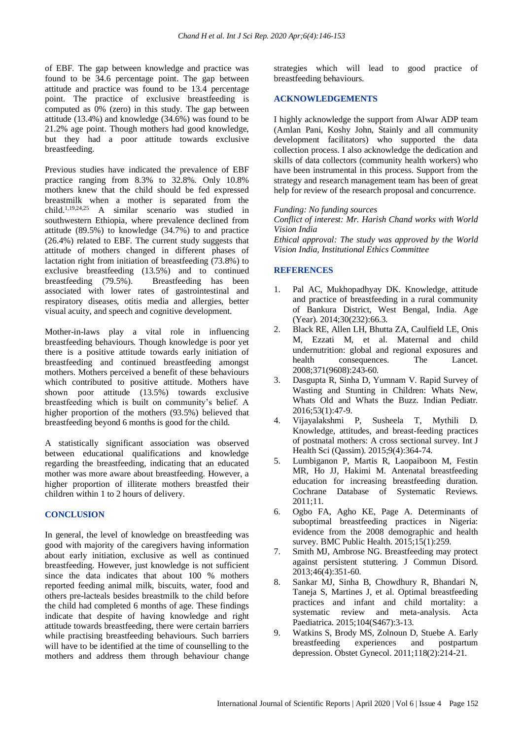of EBF. The gap between knowledge and practice was found to be 34.6 percentage point. The gap between attitude and practice was found to be 13.4 percentage point. The practice of exclusive breastfeeding is computed as 0% (zero) in this study. The gap between attitude (13.4%) and knowledge (34.6%) was found to be 21.2% age point. Though mothers had good knowledge, but they had a poor attitude towards exclusive breastfeeding.

Previous studies have indicated the prevalence of EBF practice ranging from 8.3% to 32.8%. Only 10.8% mothers knew that the child should be fed expressed breastmilk when a mother is separated from the child.[1,19,24,25] A similar scenario was studied in southwestern Ethiopia, where prevalence declined from attitude (89.5%) to knowledge (34.7%) to and practice (26.4%) related to EBF. The current study suggests that attitude of mothers changed in different phases of lactation right from initiation of breastfeeding (73.8%) to exclusive breastfeeding (13.5%) and to continued breastfeeding (79.5%). Breastfeeding has been associated with lower rates of gastrointestinal and respiratory diseases, otitis media and allergies, better visual acuity, and speech and cognitive development.

Mother-in-laws play a vital role in influencing breastfeeding behaviours. Though knowledge is poor yet there is a positive attitude towards early initiation of breastfeeding and continued breastfeeding amongst mothers. Mothers perceived a benefit of these behaviours which contributed to positive attitude. Mothers have shown poor attitude (13.5%) towards exclusive breastfeeding which is built on community's belief. A higher proportion of the mothers (93.5%) believed that breastfeeding beyond 6 months is good for the child.

A statistically significant association was observed between educational qualifications and knowledge regarding the breastfeeding, indicating that an educated mother was more aware about breastfeeding. However, a higher proportion of illiterate mothers breastfed their children within 1 to 2 hours of delivery.

## CONCLUSION

In general, the level of knowledge on breastfeeding was good with majority of the caregivers having information about early initiation, exclusive as well as continued breastfeeding. However, just knowledge is not sufficient since the data indicates that about 100 % mothers reported feeding animal milk, biscuits, water, food and others pre-lacteals besides breastmilk to the child before the child had completed 6 months of age. These findings indicate that despite of having knowledge and right attitude towards breastfeeding, there were certain barriers while practising breastfeeding behaviours. Such barriers will have to be identified at the time of counselling to the mothers and address them through behaviour change strategies which will lead to good practice of breastfeeding behaviours.

## ACKNOWLEDGEMENTS

I highly acknowledge the support from Alwar ADP team (Amlan Pani, Koshy John, Stainly and all community development facilitators) who supported the data collection process. I also acknowledge the dedication and skills of data collectors (community health workers) who have been instrumental in this process. Support from the strategy and research management team has been of great help for review of the research proposal and concurrence.

*Funding: No funding sources*
*Conflict of interest: Mr. Harish Chand works with World Vision India*
*Ethical approval: The study was approved by the World Vision India, Institutional Ethics Committee*

## REFERENCES

1. Pal AC, Mukhopadhyay DK. Knowledge, attitude and practice of breastfeeding in a rural community of Bankura District, West Bengal, India. Age (Year). 2014;30(232):66.3.
2. Black RE, Allen LH, Bhutta ZA, Caulfield LE, Onis M, Ezzati M, et al. Maternal and child undernutrition: global and regional exposures and health consequences. The Lancet. 2008;371(9608):243-60.
3. Dasgupta R, Sinha D, Yumnam V. Rapid Survey of Wasting and Stunting in Children: Whats New, Whats Old and Whats the Buzz. Indian Pediatr. 2016;53(1):47-9.
4. Vijayalakshmi P, Susheela T, Mythili D. Knowledge, attitudes, and breast-feeding practices of postnatal mothers: A cross sectional survey. Int J Health Sci (Qassim). 2015;9(4):364-74.
5. Lumbiganon P, Martis R, Laopaiboon M, Festin MR, Ho JJ, Hakimi M. Antenatal breastfeeding education for increasing breastfeeding duration. Cochrane Database of Systematic Reviews. 2011;11.
6. Ogbo FA, Agho KE, Page A. Determinants of suboptimal breastfeeding practices in Nigeria: evidence from the 2008 demographic and health survey. BMC Public Health. 2015;15(1):259.
7. Smith MJ, Ambrose NG. Breastfeeding may protect against persistent stuttering. J Commun Disord. 2013;46(4):351-60.
8. Sankar MJ, Sinha B, Chowdhury R, Bhandari N, Taneja S, Martines J, et al. Optimal breastfeeding practices and infant and child mortality: a systematic review and meta-analysis. Acta Paediatrica. 2015;104(S467):3-13.
9. Watkins S, Brody MS, Zolnoun D, Stuebe A. Early breastfeeding experiences and postpartum depression. Obstet Gynecol. 2011;118(2):214-21.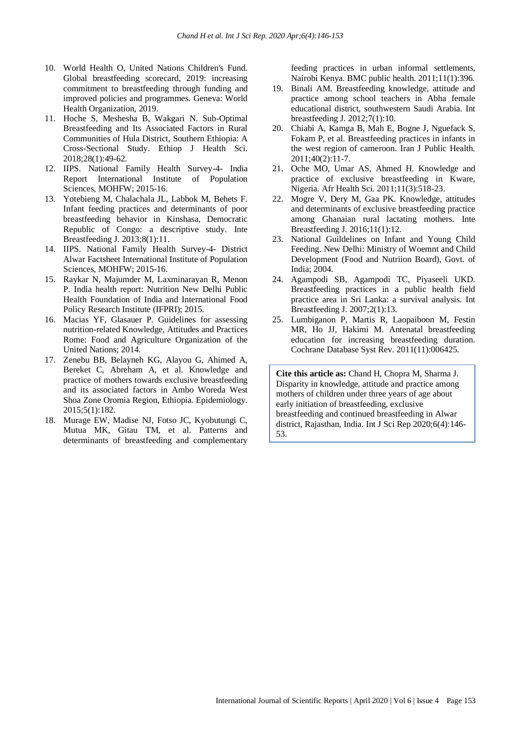10. World Health O, United Nations Children's Fund. Global breastfeeding scorecard, 2019: increasing commitment to breastfeeding through funding and improved policies and programmes. Geneva: World Health Organization, 2019.
11. Hoche S, Meshesha B, Wakgari N. Sub-Optimal Breastfeeding and Its Associated Factors in Rural Communities of Hula District, Southern Ethiopia: A Cross-Sectional Study. Ethiop J Health Sci. 2018;28(1):49-62.
12. IIPS. National Family Health Survey-4- India Report International Institute of Population Sciences, MOHFW; 2015-16.
13. Yotebieng M, Chalachala JL, Labbok M, Behets F. Infant feeding practices and determinants of poor breastfeeding behavior in Kinshasa, Democratic Republic of Congo: a descriptive study. Inte Breastfeeding J. 2013;8(1):11.
14. IIPS. National Family Health Survey-4- District Alwar Factsheet International Institute of Population Sciences, MOHFW; 2015-16.
15. Raykar N, Majumder M, Laxminarayan R, Menon P. India health report: Nutrition New Delhi Public Health Foundation of India and International Food Policy Research Institute (IFPRI); 2015.
16. Macias YF, Glasauer P. Guidelines for assessing nutrition-related Knowledge, Attitudes and Practices Rome: Food and Agriculture Organization of the United Nations; 2014.
17. Zenebu BB, Belayneh KG, Alayou G, Ahimed A, Bereket C, Abreham A, et al. Knowledge and practice of mothers towards exclusive breastfeeding and its associated factors in Ambo Woreda West Shoa Zone Oromia Region, Ethiopia. Epidemiology. 2015;5(1):182.
18. Murage EW, Madise NJ, Fotso JC, Kyobutungi C, Mutua MK, Gitau TM, et al. Patterns and determinants of breastfeeding and complementary feeding practices in urban informal settlements, Nairobi Kenya. BMC public health. 2011;11(1):396.
19. Binali AM. Breastfeeding knowledge, attitude and practice among school teachers in Abha female educational district, southwestern Saudi Arabia. Int breastfeeding J. 2012;7(1):10.
20. Chiabi A, Kamga B, Mah E, Bogne J, Nguefack S, Fokam P, et al. Breastfeeding practices in infants in the west region of cameroon. Iran J Public Health. 2011;40(2):11-7.
21. Oche MO, Umar AS, Ahmed H. Knowledge and practice of exclusive breastfeeding in Kware, Nigeria. Afr Health Sci. 2011;11(3):518-23.
22. Mogre V, Dery M, Gaa PK. Knowledge, attitudes and determinants of exclusive breastfeeding practice among Ghanaian rural lactating mothers. Inte Breastfeeding J. 2016;11(1):12.
23. National Guildelines on Infant and Young Child Feeding. New Delhi: Ministry of Woemnt and Child Development (Food and Nutriion Board), Govt. of India; 2004.
24. Agampodi SB, Agampodi TC, Piyaseeli UKD. Breastfeeding practices in a public health field practice area in Sri Lanka: a survival analysis. Int Breastfeeding J. 2007;2(1):13.
25. Lumbiganon P, Martis R, Laopaiboon M, Festin MR, Ho JJ, Hakimi M. Antenatal breastfeeding education for increasing breastfeeding duration. Cochrane Database Syst Rev. 2011(11):006425.

**Cite this article as:** Chand H, Chopra M, Sharma J. Disparity in knowledge, attitude and practice among mothers of children under three years of age about early initiation of breastfeeding, exclusive breastfeeding and continued breastfeeding in Alwar district, Rajasthan, India. Int J Sci Rep 2020;6(4):146-53.